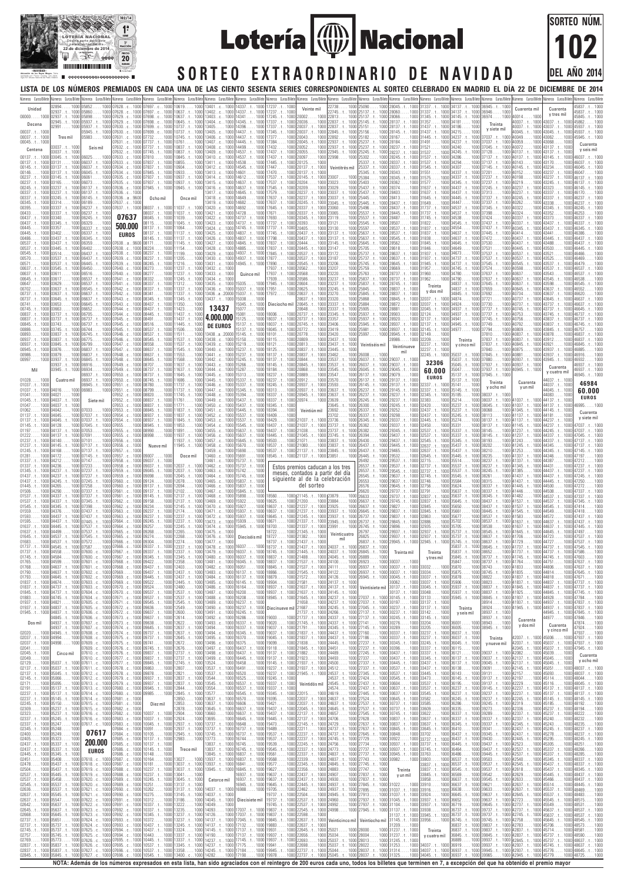# Lotería Nacional

## SORTEO EXTRAORDINARIO DE NAVIDAD

**SORTEO NÚM. 102 DEL AÑO 2014**

### LISTA DE LOS NÚMEROS PREMIADOS EN CADA UNA DE LAS CIENTO SESENTA SERIES CORRESPONDIENTES AL SORTEO CELEBRADO EN MADRID EL DÍA 22 DE DICIEMBRE DE 2014

| Número | Premio |
|---|---|
| **13437** | **4.000.000 DE EUROS** |
| **07637** | **500.000 EUROS** |
| **07617** | **200.000 EUROS** |
| **32306** | **60.000 EUROS** |
| **46984** | **60.000 EUROS** |

Estos premios caducan a los tres meses, contados a partir del día siguiente al de la celebración del sorteo

**NOTA:** Además de los números expresados en esta lista, han sido agraciados con el reintegro de 200 euros cada uno, todos los billetes que terminen en 7, a excepción del que ha obtenido el premio mayor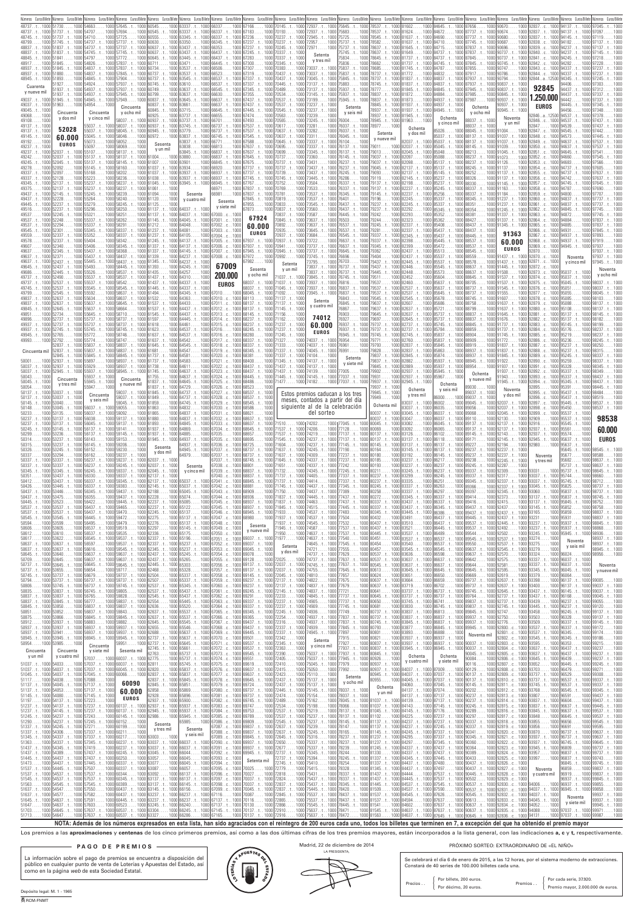**NOTA: Además de los números expresados en esta lista, han sido agraciados con el reintegro de 200 euros cada uno, todos los billetes que terminen en 7, a excepción del que ha obtenido el premio mayor**

Los premios a las **aproximaciones** y **centenas** de los cinco primeros premios, así como a las dos últimas cifras de los tres premios mayores, están incorporados a la lista general, con las indicaciones **a, c y t**, respectivamente.

Estos premios caducan a los tres meses, contados a partir del día siguiente al de la celebración del sorteo

## PAGO DE PREMIOS

La información sobre el pago de premios se encuentra a disposición del público en cualquier punto de venta de Loterías y Apuestas del Estado, así como en la página *web* de esta Sociedad Estatal.

Madrid, 22 de diciembre de 2014

LA PRESIDENTA,

PRÓXIMO SORTEO: EXTRAORDINARIO DE «EL NIÑO»

Se celebrará el día 6 de enero de 2015, a las 12 horas, por el sistema moderno de extracciones. Constará de 40 series de 100.000 billetes cada una.

Precios . . . Por billete, 200 euros. Por décimo, 20 euros.

Premios . . . Por cada serie, 37.920. Premio mayor, 2.000.000 de euros.

Depósito legal: M. 1 - 1965

RCM-FNMT